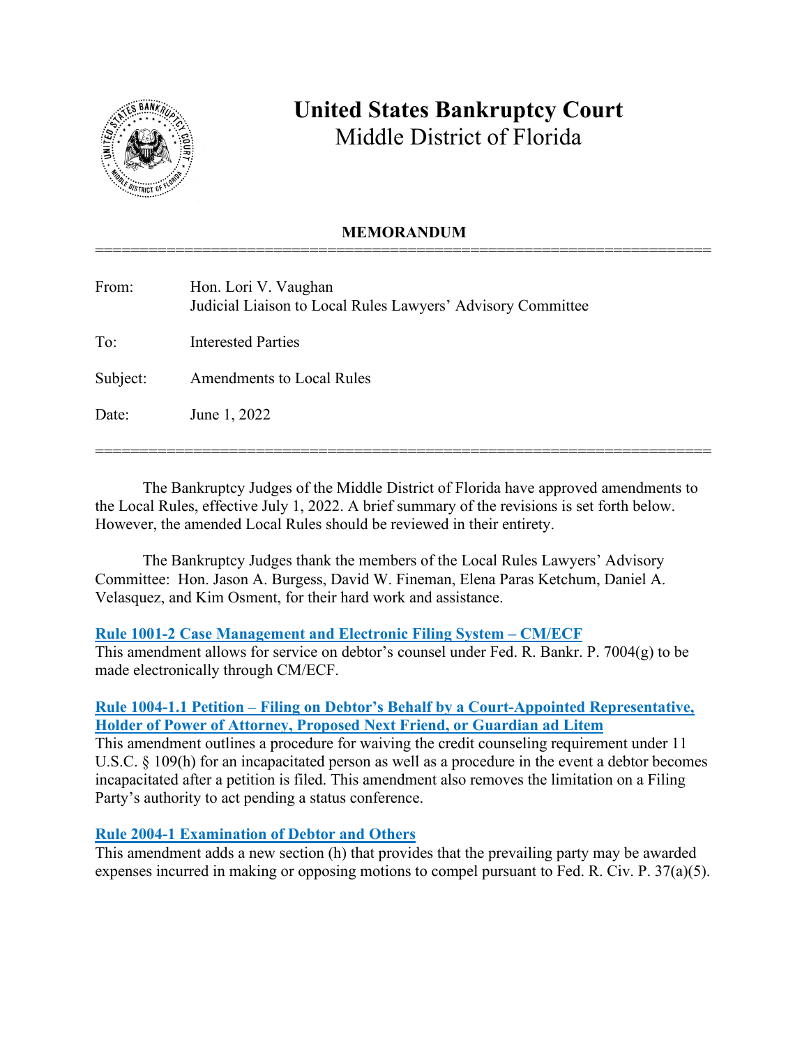# United States Bankruptcy Court
Middle District of Florida

## MEMORANDUM

| | |
|---|---|
| From: | Hon. Lori V. Vaughan<br>Judicial Liaison to Local Rules Lawyers' Advisory Committee |
| To: | Interested Parties |
| Subject: | Amendments to Local Rules |
| Date: | June 1, 2022 |

The Bankruptcy Judges of the Middle District of Florida have approved amendments to the Local Rules, effective July 1, 2022. A brief summary of the revisions is set forth below. However, the amended Local Rules should be reviewed in their entirety.

The Bankruptcy Judges thank the members of the Local Rules Lawyers' Advisory Committee: Hon. Jason A. Burgess, David W. Fineman, Elena Paras Ketchum, Daniel A. Velasquez, and Kim Osment, for their hard work and assistance.

**Rule 1001-2 Case Management and Electronic Filing System – CM/ECF**
This amendment allows for service on debtor's counsel under Fed. R. Bankr. P. 7004(g) to be made electronically through CM/ECF.

**Rule 1004-1.1 Petition – Filing on Debtor's Behalf by a Court-Appointed Representative, Holder of Power of Attorney, Proposed Next Friend, or Guardian ad Litem**
This amendment outlines a procedure for waiving the credit counseling requirement under 11 U.S.C. § 109(h) for an incapacitated person as well as a procedure in the event a debtor becomes incapacitated after a petition is filed. This amendment also removes the limitation on a Filing Party's authority to act pending a status conference.

**Rule 2004-1 Examination of Debtor and Others**
This amendment adds a new section (h) that provides that the prevailing party may be awarded expenses incurred in making or opposing motions to compel pursuant to Fed. R. Civ. P. 37(a)(5).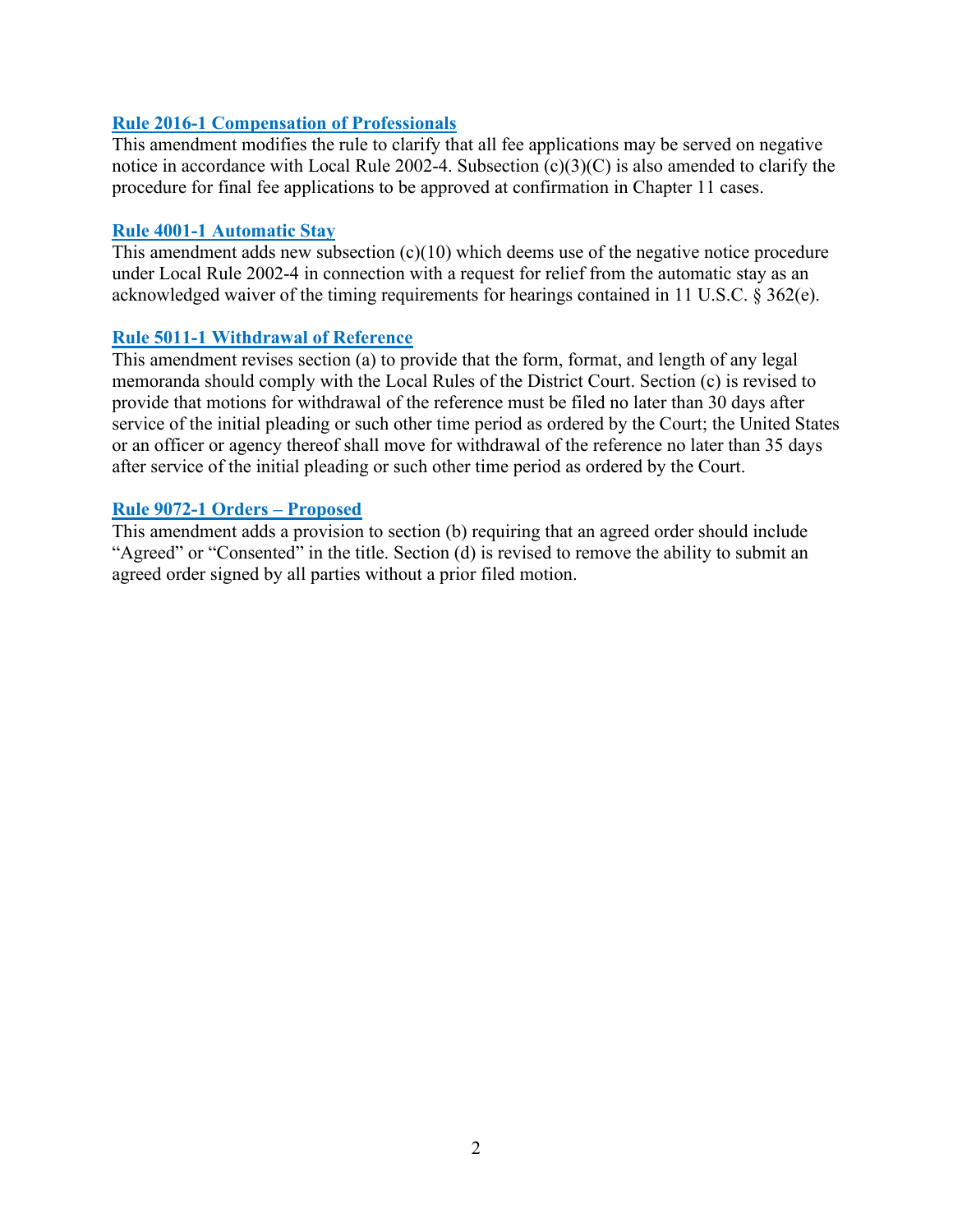### Rule 2016-1 Compensation of Professionals

This amendment modifies the rule to clarify that all fee applications may be served on negative notice in accordance with Local Rule 2002-4. Subsection (c)(3)(C) is also amended to clarify the procedure for final fee applications to be approved at confirmation in Chapter 11 cases.

### Rule 4001-1 Automatic Stay

This amendment adds new subsection (c)(10) which deems use of the negative notice procedure under Local Rule 2002-4 in connection with a request for relief from the automatic stay as an acknowledged waiver of the timing requirements for hearings contained in 11 U.S.C. § 362(e).

### Rule 5011-1 Withdrawal of Reference

This amendment revises section (a) to provide that the form, format, and length of any legal memoranda should comply with the Local Rules of the District Court. Section (c) is revised to provide that motions for withdrawal of the reference must be filed no later than 30 days after service of the initial pleading or such other time period as ordered by the Court; the United States or an officer or agency thereof shall move for withdrawal of the reference no later than 35 days after service of the initial pleading or such other time period as ordered by the Court.

### Rule 9072-1 Orders – Proposed

This amendment adds a provision to section (b) requiring that an agreed order should include "Agreed" or "Consented" in the title. Section (d) is revised to remove the ability to submit an agreed order signed by all parties without a prior filed motion.